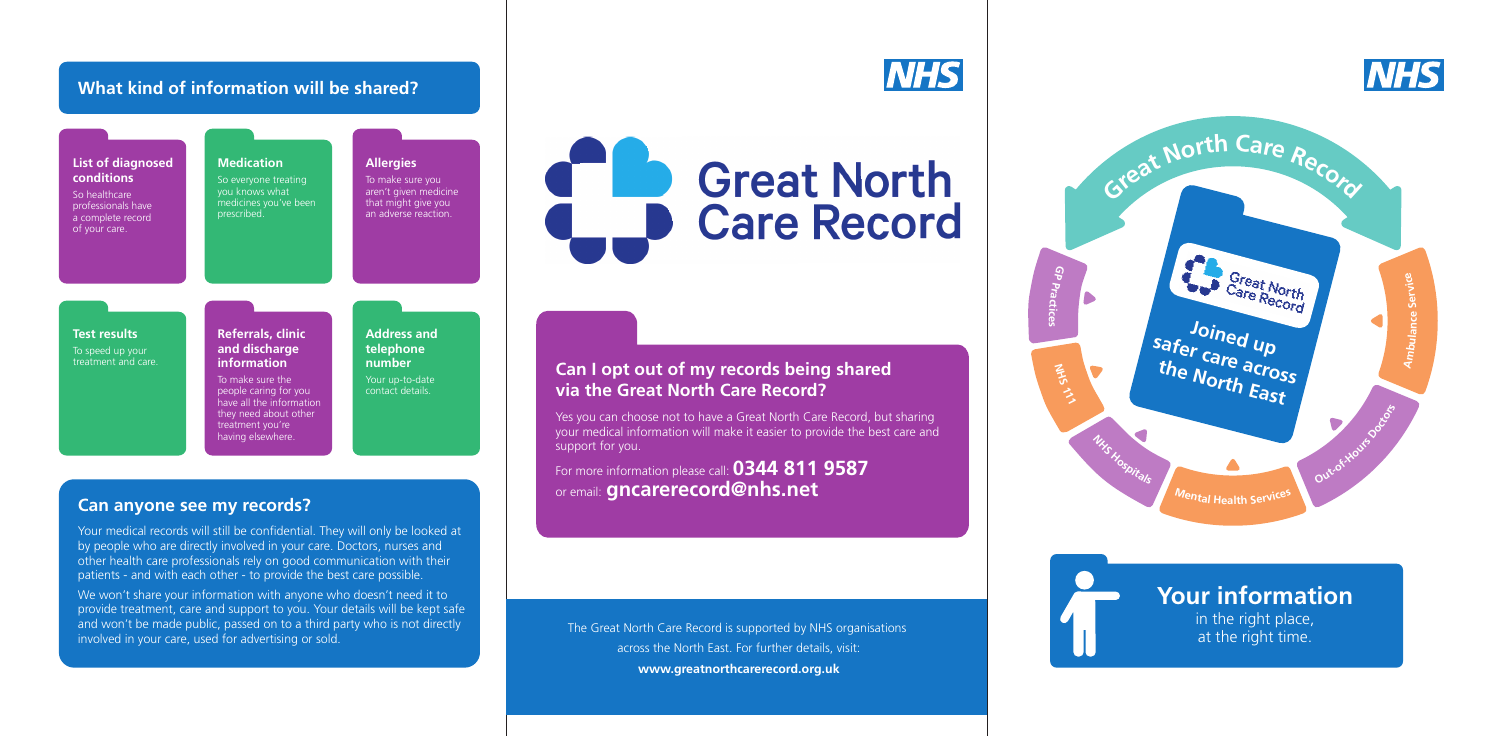## What kind of information will be shared?

**List of diagnosed conditions**
So healthcare professionals have a complete record of your care.

**Medication**
So everyone treating you knows what medicines you've been prescribed.

**Allergies**
To make sure you aren't given medicine that might give you an adverse reaction.

**Test results**
To speed up your treatment and care.

**Referrals, clinic and discharge information**
To make sure the people caring for you have all the information they need about other treatment you're having elsewhere.

**Address and telephone number**
Your up-to-date contact details.

## Can anyone see my records?

Your medical records will still be confidential. They will only be looked at by people who are directly involved in your care. Doctors, nurses and other health care professionals rely on good communication with their patients - and with each other - to provide the best care possible.

We won't share your information with anyone who doesn't need it to provide treatment, care and support to you. Your details will be kept safe and won't be made public, passed on to a third party who is not directly involved in your care, used for advertising or sold.

NHS

# Great North Care Record

## Can I opt out of my records being shared via the Great North Care Record?

Yes you can choose not to have a Great North Care Record, but sharing your medical information will make it easier to provide the best care and support for you.

For more information please call: **0344 811 9587**
or email: **gncarerecord@nhs.net**

The Great North Care Record is supported by NHS organisations across the North East. For further details, visit:
**www.greatnorthcarerecord.org.uk**

NHS

Great North Care Record

GP Practices | NHS 111 | NHS Hospitals | Mental Health Services | Out-of-Hours Doctors | Ambulance Service

Great North Care Record

**Joined up safer care across the North East**

## Your information

in the right place, at the right time.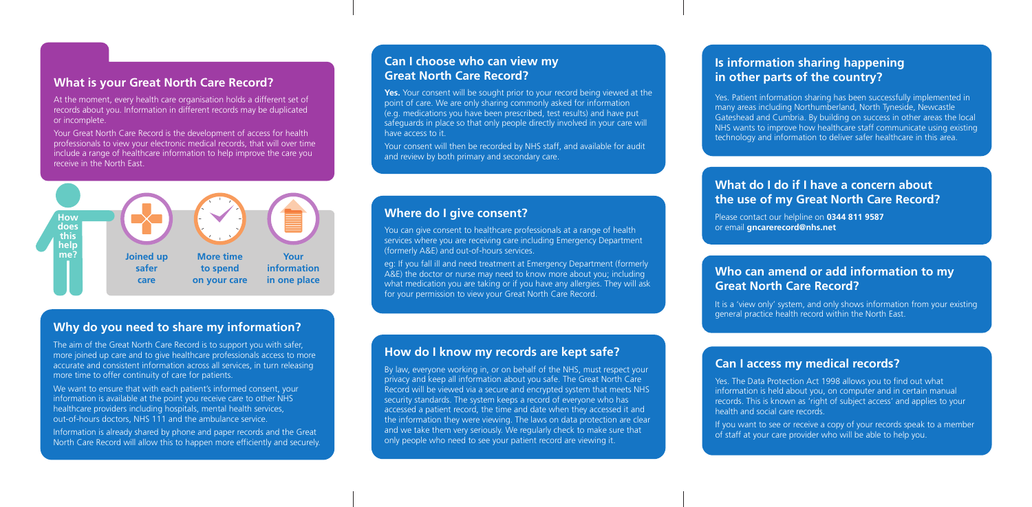## What is your Great North Care Record?

At the moment, every health care organisation holds a different set of records about you. Information in different records may be duplicated or incomplete.

Your Great North Care Record is the development of access for health professionals to view your electronic medical records, that will over time include a range of healthcare information to help improve the care you receive in the North East.

**How does this help me?**

**Joined up safer care**

**More time to spend on your care**

**Your information in one place**

## Why do you need to share my information?

The aim of the Great North Care Record is to support you with safer, more joined up care and to give healthcare professionals access to more accurate and consistent information across all services, in turn releasing more time to offer continuity of care for patients.

We want to ensure that with each patient's informed consent, your information is available at the point you receive care to other NHS healthcare providers including hospitals, mental health services, out-of-hours doctors, NHS 111 and the ambulance service.

Information is already shared by phone and paper records and the Great North Care Record will allow this to happen more efficiently and securely.

## Can I choose who can view my Great North Care Record?

**Yes.** Your consent will be sought prior to your record being viewed at the point of care. We are only sharing commonly asked for information (e.g. medications you have been prescribed, test results) and have put safeguards in place so that only people directly involved in your care will have access to it.

Your consent will then be recorded by NHS staff, and available for audit and review by both primary and secondary care.

## Where do I give consent?

You can give consent to healthcare professionals at a range of health services where you are receiving care including Emergency Department (formerly A&E) and out-of-hours services.

eg: If you fall ill and need treatment at Emergency Department (formerly A&E) the doctor or nurse may need to know more about you; including what medication you are taking or if you have any allergies. They will ask for your permission to view your Great North Care Record.

## How do I know my records are kept safe?

By law, everyone working in, or on behalf of the NHS, must respect your privacy and keep all information about you safe. The Great North Care Record will be viewed via a secure and encrypted system that meets NHS security standards. The system keeps a record of everyone who has accessed a patient record, the time and date when they accessed it and the information they were viewing. The laws on data protection are clear and we take them very seriously. We regularly check to make sure that only people who need to see your patient record are viewing it.

## Is information sharing happening in other parts of the country?

Yes. Patient information sharing has been successfully implemented in many areas including Northumberland, North Tyneside, Newcastle Gateshead and Cumbria. By building on success in other areas the local NHS wants to improve how healthcare staff communicate using existing technology and information to deliver safer healthcare in this area.

## What do I do if I have a concern about the use of my Great North Care Record?

Please contact our helpline on **0344 811 9587** or email **gncarerecord@nhs.net**

## Who can amend or add information to my Great North Care Record?

It is a 'view only' system, and only shows information from your existing general practice health record within the North East.

## Can I access my medical records?

Yes. The Data Protection Act 1998 allows you to find out what information is held about you, on computer and in certain manual records. This is known as 'right of subject access' and applies to your health and social care records.

If you want to see or receive a copy of your records speak to a member of staff at your care provider who will be able to help you.